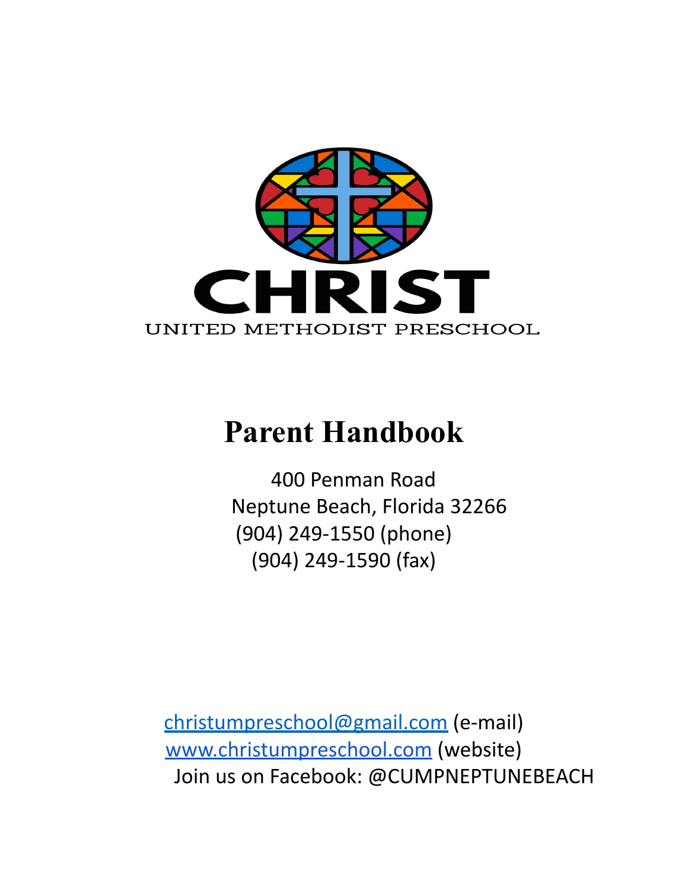# CHRIST

UNITED METHODIST PRESCHOOL

# Parent Handbook

400 Penman Road
Neptune Beach, Florida 32266
(904) 249-1550 (phone)
(904) 249-1590 (fax)

[christumpreschool@gmail.com](mailto:christumpreschool@gmail.com) (e-mail)
[www.christumpreschool.com](http://www.christumpreschool.com) (website)
Join us on Facebook: @CUMPNEPTUNEBEACH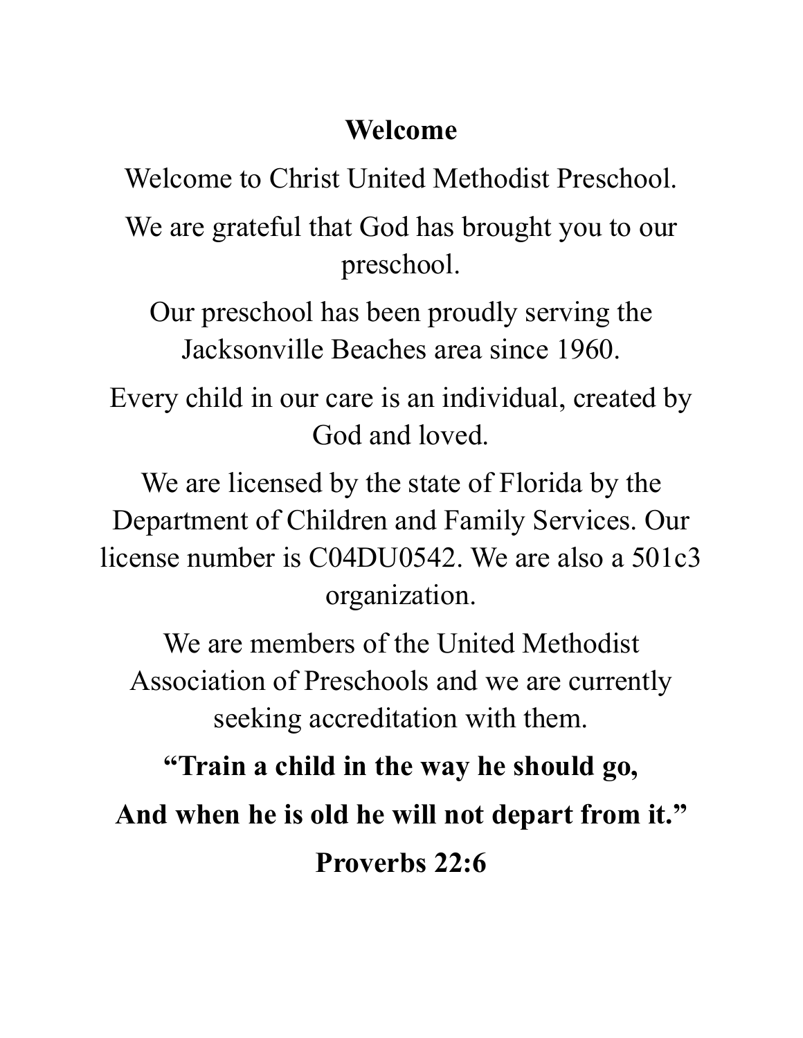# Welcome

Welcome to Christ United Methodist Preschool.

We are grateful that God has brought you to our preschool.

Our preschool has been proudly serving the Jacksonville Beaches area since 1960.

Every child in our care is an individual, created by God and loved.

We are licensed by the state of Florida by the Department of Children and Family Services. Our license number is C04DU0542. We are also a 501c3 organization.

We are members of the United Methodist Association of Preschools and we are currently seeking accreditation with them.

**"Train a child in the way he should go,**

**And when he is old he will not depart from it."**

**Proverbs 22:6**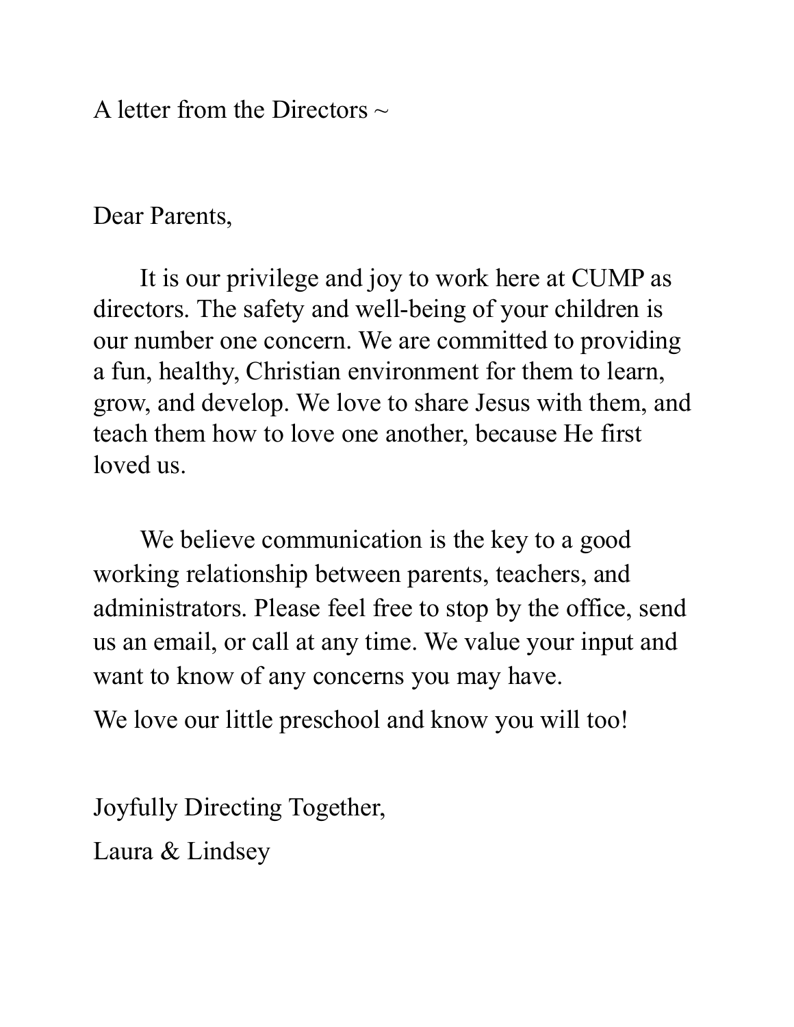A letter from the Directors ~

Dear Parents,

It is our privilege and joy to work here at CUMP as directors. The safety and well-being of your children is our number one concern. We are committed to providing a fun, healthy, Christian environment for them to learn, grow, and develop. We love to share Jesus with them, and teach them how to love one another, because He first loved us.

We believe communication is the key to a good working relationship between parents, teachers, and administrators. Please feel free to stop by the office, send us an email, or call at any time. We value your input and want to know of any concerns you may have.

We love our little preschool and know you will too!

Joyfully Directing Together,

Laura & Lindsey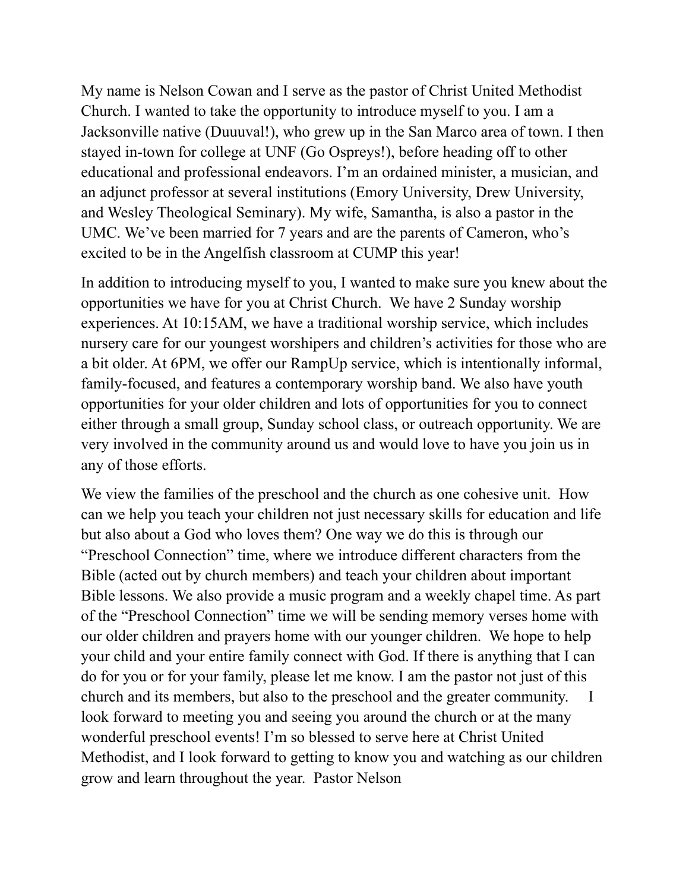My name is Nelson Cowan and I serve as the pastor of Christ United Methodist Church. I wanted to take the opportunity to introduce myself to you. I am a Jacksonville native (Duuuval!), who grew up in the San Marco area of town. I then stayed in-town for college at UNF (Go Ospreys!), before heading off to other educational and professional endeavors. I'm an ordained minister, a musician, and an adjunct professor at several institutions (Emory University, Drew University, and Wesley Theological Seminary). My wife, Samantha, is also a pastor in the UMC. We've been married for 7 years and are the parents of Cameron, who's excited to be in the Angelfish classroom at CUMP this year!

In addition to introducing myself to you, I wanted to make sure you knew about the opportunities we have for you at Christ Church. We have 2 Sunday worship experiences. At 10:15AM, we have a traditional worship service, which includes nursery care for our youngest worshipers and children's activities for those who are a bit older. At 6PM, we offer our RampUp service, which is intentionally informal, family-focused, and features a contemporary worship band. We also have youth opportunities for your older children and lots of opportunities for you to connect either through a small group, Sunday school class, or outreach opportunity. We are very involved in the community around us and would love to have you join us in any of those efforts.

We view the families of the preschool and the church as one cohesive unit. How can we help you teach your children not just necessary skills for education and life but also about a God who loves them? One way we do this is through our "Preschool Connection" time, where we introduce different characters from the Bible (acted out by church members) and teach your children about important Bible lessons. We also provide a music program and a weekly chapel time. As part of the "Preschool Connection" time we will be sending memory verses home with our older children and prayers home with our younger children. We hope to help your child and your entire family connect with God. If there is anything that I can do for you or for your family, please let me know. I am the pastor not just of this church and its members, but also to the preschool and the greater community. I look forward to meeting you and seeing you around the church or at the many wonderful preschool events! I'm so blessed to serve here at Christ United Methodist, and I look forward to getting to know you and watching as our children grow and learn throughout the year. Pastor Nelson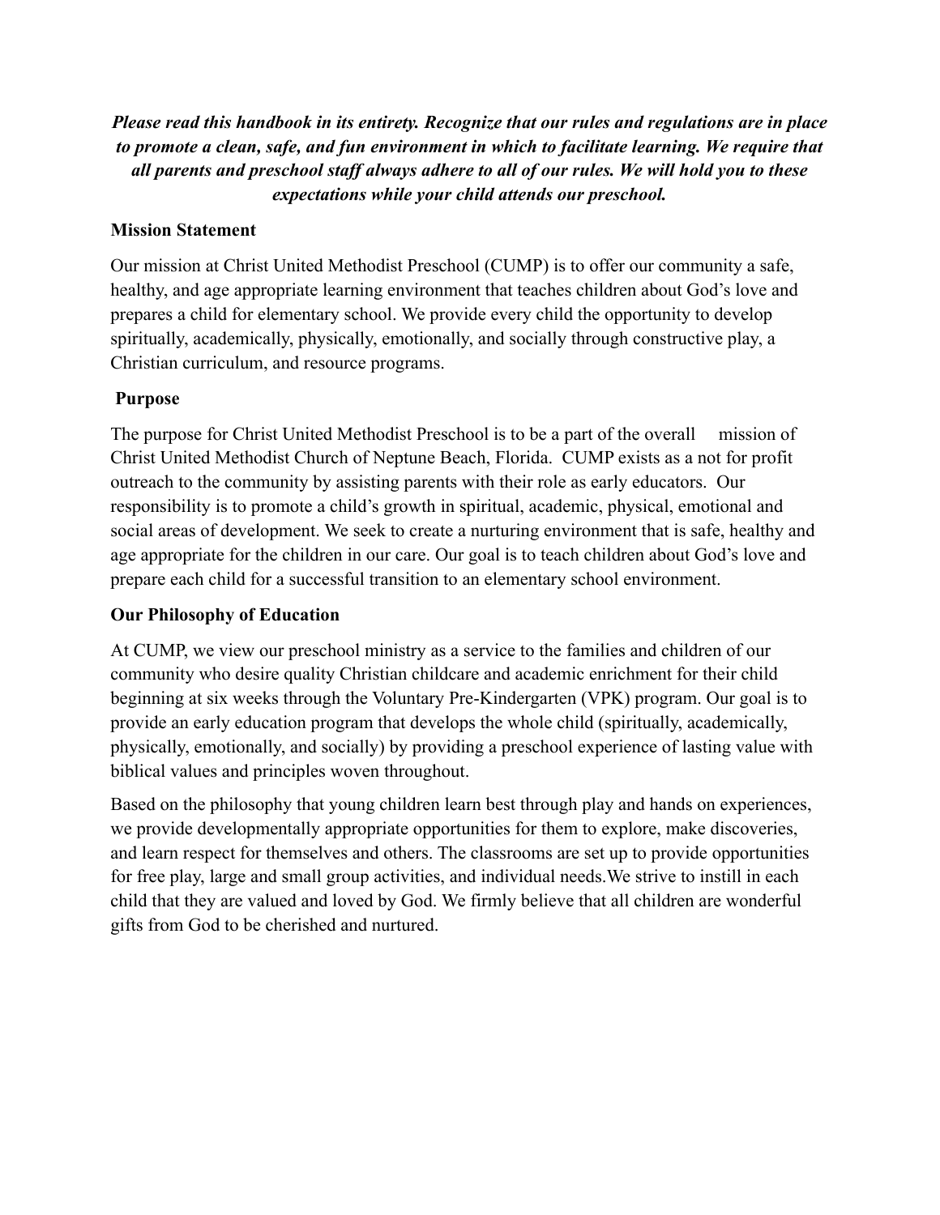***Please read this handbook in its entirety. Recognize that our rules and regulations are in place to promote a clean, safe, and fun environment in which to facilitate learning. We require that all parents and preschool staff always adhere to all of our rules. We will hold you to these expectations while your child attends our preschool.***

**Mission Statement**

Our mission at Christ United Methodist Preschool (CUMP) is to offer our community a safe, healthy, and age appropriate learning environment that teaches children about God's love and prepares a child for elementary school. We provide every child the opportunity to develop spiritually, academically, physically, emotionally, and socially through constructive play, a Christian curriculum, and resource programs.

**Purpose**

The purpose for Christ United Methodist Preschool is to be a part of the overall mission of Christ United Methodist Church of Neptune Beach, Florida. CUMP exists as a not for profit outreach to the community by assisting parents with their role as early educators. Our responsibility is to promote a child's growth in spiritual, academic, physical, emotional and social areas of development. We seek to create a nurturing environment that is safe, healthy and age appropriate for the children in our care. Our goal is to teach children about God's love and prepare each child for a successful transition to an elementary school environment.

**Our Philosophy of Education**

At CUMP, we view our preschool ministry as a service to the families and children of our community who desire quality Christian childcare and academic enrichment for their child beginning at six weeks through the Voluntary Pre-Kindergarten (VPK) program. Our goal is to provide an early education program that develops the whole child (spiritually, academically, physically, emotionally, and socially) by providing a preschool experience of lasting value with biblical values and principles woven throughout.

Based on the philosophy that young children learn best through play and hands on experiences, we provide developmentally appropriate opportunities for them to explore, make discoveries, and learn respect for themselves and others. The classrooms are set up to provide opportunities for free play, large and small group activities, and individual needs.We strive to instill in each child that they are valued and loved by God. We firmly believe that all children are wonderful gifts from God to be cherished and nurtured.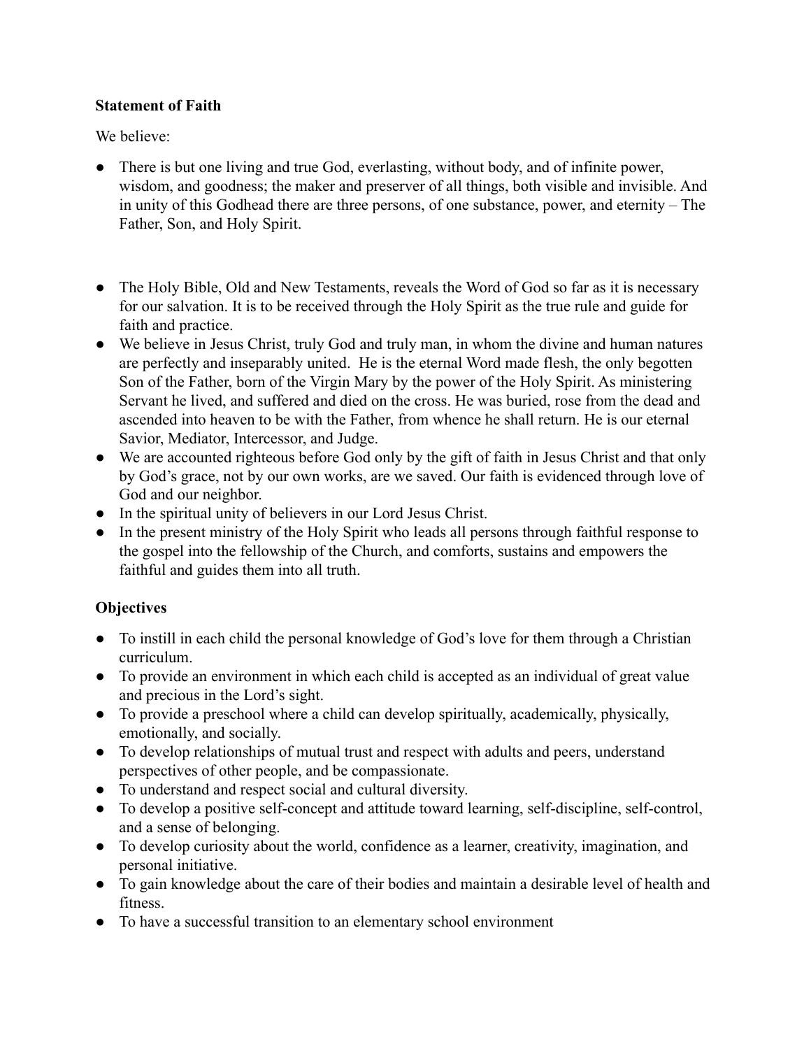**Statement of Faith**

We believe:

- There is but one living and true God, everlasting, without body, and of infinite power, wisdom, and goodness; the maker and preserver of all things, both visible and invisible. And in unity of this Godhead there are three persons, of one substance, power, and eternity – The Father, Son, and Holy Spirit.

- The Holy Bible, Old and New Testaments, reveals the Word of God so far as it is necessary for our salvation. It is to be received through the Holy Spirit as the true rule and guide for faith and practice.
- We believe in Jesus Christ, truly God and truly man, in whom the divine and human natures are perfectly and inseparably united. He is the eternal Word made flesh, the only begotten Son of the Father, born of the Virgin Mary by the power of the Holy Spirit. As ministering Servant he lived, and suffered and died on the cross. He was buried, rose from the dead and ascended into heaven to be with the Father, from whence he shall return. He is our eternal Savior, Mediator, Intercessor, and Judge.
- We are accounted righteous before God only by the gift of faith in Jesus Christ and that only by God's grace, not by our own works, are we saved. Our faith is evidenced through love of God and our neighbor.
- In the spiritual unity of believers in our Lord Jesus Christ.
- In the present ministry of the Holy Spirit who leads all persons through faithful response to the gospel into the fellowship of the Church, and comforts, sustains and empowers the faithful and guides them into all truth.

**Objectives**

- To instill in each child the personal knowledge of God's love for them through a Christian curriculum.
- To provide an environment in which each child is accepted as an individual of great value and precious in the Lord's sight.
- To provide a preschool where a child can develop spiritually, academically, physically, emotionally, and socially.
- To develop relationships of mutual trust and respect with adults and peers, understand perspectives of other people, and be compassionate.
- To understand and respect social and cultural diversity.
- To develop a positive self-concept and attitude toward learning, self-discipline, self-control, and a sense of belonging.
- To develop curiosity about the world, confidence as a learner, creativity, imagination, and personal initiative.
- To gain knowledge about the care of their bodies and maintain a desirable level of health and fitness.
- To have a successful transition to an elementary school environment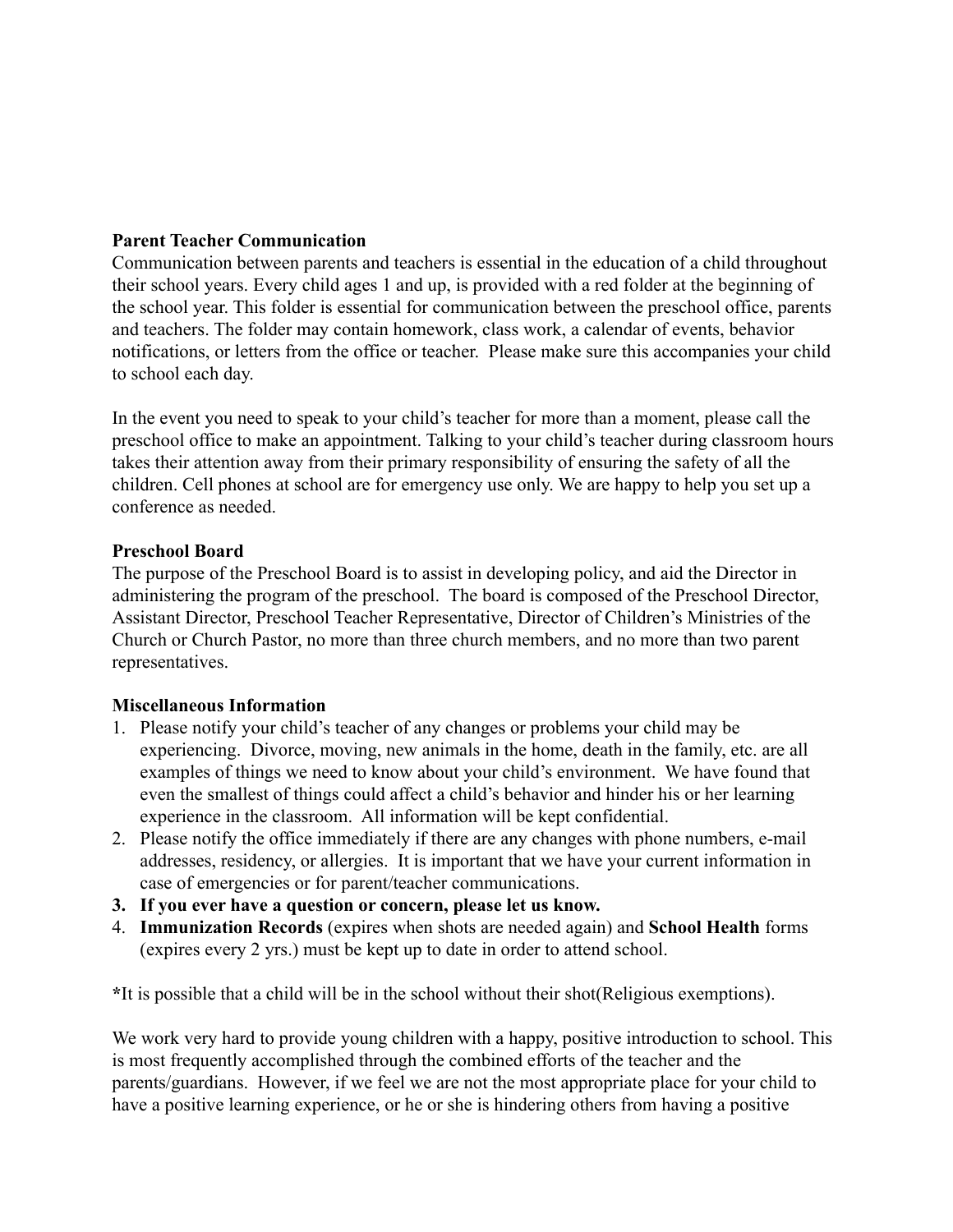**Parent Teacher Communication**

Communication between parents and teachers is essential in the education of a child throughout their school years. Every child ages 1 and up, is provided with a red folder at the beginning of the school year. This folder is essential for communication between the preschool office, parents and teachers. The folder may contain homework, class work, a calendar of events, behavior notifications, or letters from the office or teacher. Please make sure this accompanies your child to school each day.

In the event you need to speak to your child's teacher for more than a moment, please call the preschool office to make an appointment. Talking to your child's teacher during classroom hours takes their attention away from their primary responsibility of ensuring the safety of all the children. Cell phones at school are for emergency use only. We are happy to help you set up a conference as needed.

**Preschool Board**

The purpose of the Preschool Board is to assist in developing policy, and aid the Director in administering the program of the preschool. The board is composed of the Preschool Director, Assistant Director, Preschool Teacher Representative, Director of Children's Ministries of the Church or Church Pastor, no more than three church members, and no more than two parent representatives.

**Miscellaneous Information**

1. Please notify your child's teacher of any changes or problems your child may be experiencing. Divorce, moving, new animals in the home, death in the family, etc. are all examples of things we need to know about your child's environment. We have found that even the smallest of things could affect a child's behavior and hinder his or her learning experience in the classroom. All information will be kept confidential.
2. Please notify the office immediately if there are any changes with phone numbers, e-mail addresses, residency, or allergies. It is important that we have your current information in case of emergencies or for parent/teacher communications.
3. **If you ever have a question or concern, please let us know.**
4. **Immunization Records** (expires when shots are needed again) and **School Health** forms (expires every 2 yrs.) must be kept up to date in order to attend school.

**\***It is possible that a child will be in the school without their shot(Religious exemptions).

We work very hard to provide young children with a happy, positive introduction to school. This is most frequently accomplished through the combined efforts of the teacher and the parents/guardians. However, if we feel we are not the most appropriate place for your child to have a positive learning experience, or he or she is hindering others from having a positive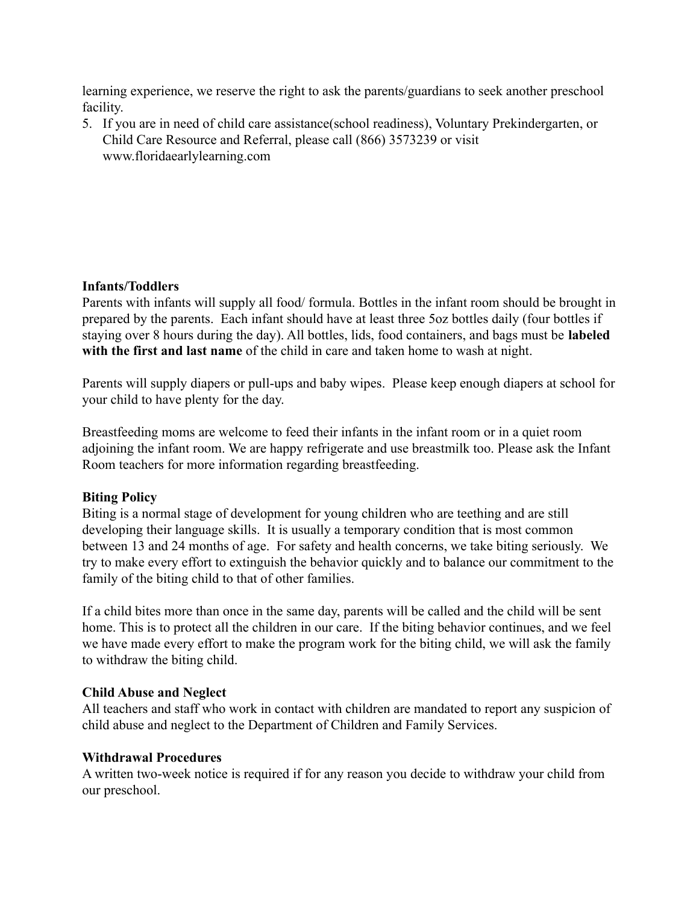learning experience, we reserve the right to ask the parents/guardians to seek another preschool facility.

5. If you are in need of child care assistance(school readiness), Voluntary Prekindergarten, or Child Care Resource and Referral, please call (866) 3573239 or visit www.floridaearlylearning.com

**Infants/Toddlers**

Parents with infants will supply all food/ formula. Bottles in the infant room should be brought in prepared by the parents. Each infant should have at least three 5oz bottles daily (four bottles if staying over 8 hours during the day). All bottles, lids, food containers, and bags must be **labeled with the first and last name** of the child in care and taken home to wash at night.

Parents will supply diapers or pull-ups and baby wipes. Please keep enough diapers at school for your child to have plenty for the day.

Breastfeeding moms are welcome to feed their infants in the infant room or in a quiet room adjoining the infant room. We are happy refrigerate and use breastmilk too. Please ask the Infant Room teachers for more information regarding breastfeeding.

**Biting Policy**

Biting is a normal stage of development for young children who are teething and are still developing their language skills. It is usually a temporary condition that is most common between 13 and 24 months of age. For safety and health concerns, we take biting seriously. We try to make every effort to extinguish the behavior quickly and to balance our commitment to the family of the biting child to that of other families.

If a child bites more than once in the same day, parents will be called and the child will be sent home. This is to protect all the children in our care. If the biting behavior continues, and we feel we have made every effort to make the program work for the biting child, we will ask the family to withdraw the biting child.

**Child Abuse and Neglect**

All teachers and staff who work in contact with children are mandated to report any suspicion of child abuse and neglect to the Department of Children and Family Services.

**Withdrawal Procedures**

A written two-week notice is required if for any reason you decide to withdraw your child from our preschool.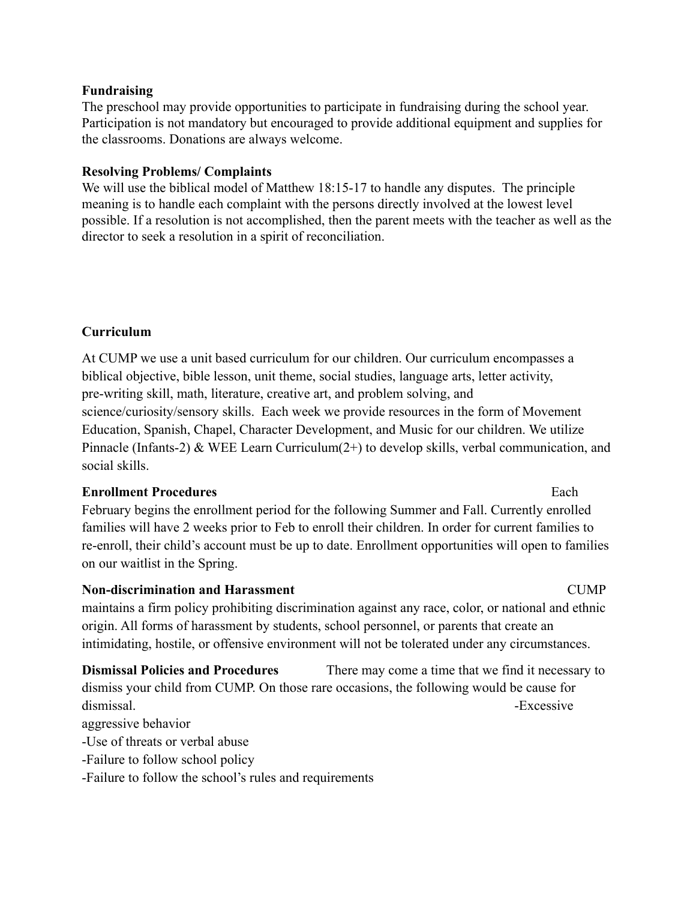**Fundraising**

The preschool may provide opportunities to participate in fundraising during the school year. Participation is not mandatory but encouraged to provide additional equipment and supplies for the classrooms. Donations are always welcome.

**Resolving Problems/ Complaints**

We will use the biblical model of Matthew 18:15-17 to handle any disputes. The principle meaning is to handle each complaint with the persons directly involved at the lowest level possible. If a resolution is not accomplished, then the parent meets with the teacher as well as the director to seek a resolution in a spirit of reconciliation.

**Curriculum**

At CUMP we use a unit based curriculum for our children. Our curriculum encompasses a biblical objective, bible lesson, unit theme, social studies, language arts, letter activity, pre-writing skill, math, literature, creative art, and problem solving, and science/curiosity/sensory skills. Each week we provide resources in the form of Movement Education, Spanish, Chapel, Character Development, and Music for our children. We utilize Pinnacle (Infants-2) & WEE Learn Curriculum(2+) to develop skills, verbal communication, and social skills.

**Enrollment Procedures**

Each February begins the enrollment period for the following Summer and Fall. Currently enrolled families will have 2 weeks prior to Feb to enroll their children. In order for current families to re-enroll, their child's account must be up to date. Enrollment opportunities will open to families on our waitlist in the Spring.

**Non-discrimination and Harassment**

CUMP maintains a firm policy prohibiting discrimination against any race, color, or national and ethnic origin. All forms of harassment by students, school personnel, or parents that create an intimidating, hostile, or offensive environment will not be tolerated under any circumstances.

**Dismissal Policies and Procedures**

There may come a time that we find it necessary to dismiss your child from CUMP. On those rare occasions, the following would be cause for dismissal.

- Excessive aggressive behavior
- Use of threats or verbal abuse
- Failure to follow school policy
- Failure to follow the school's rules and requirements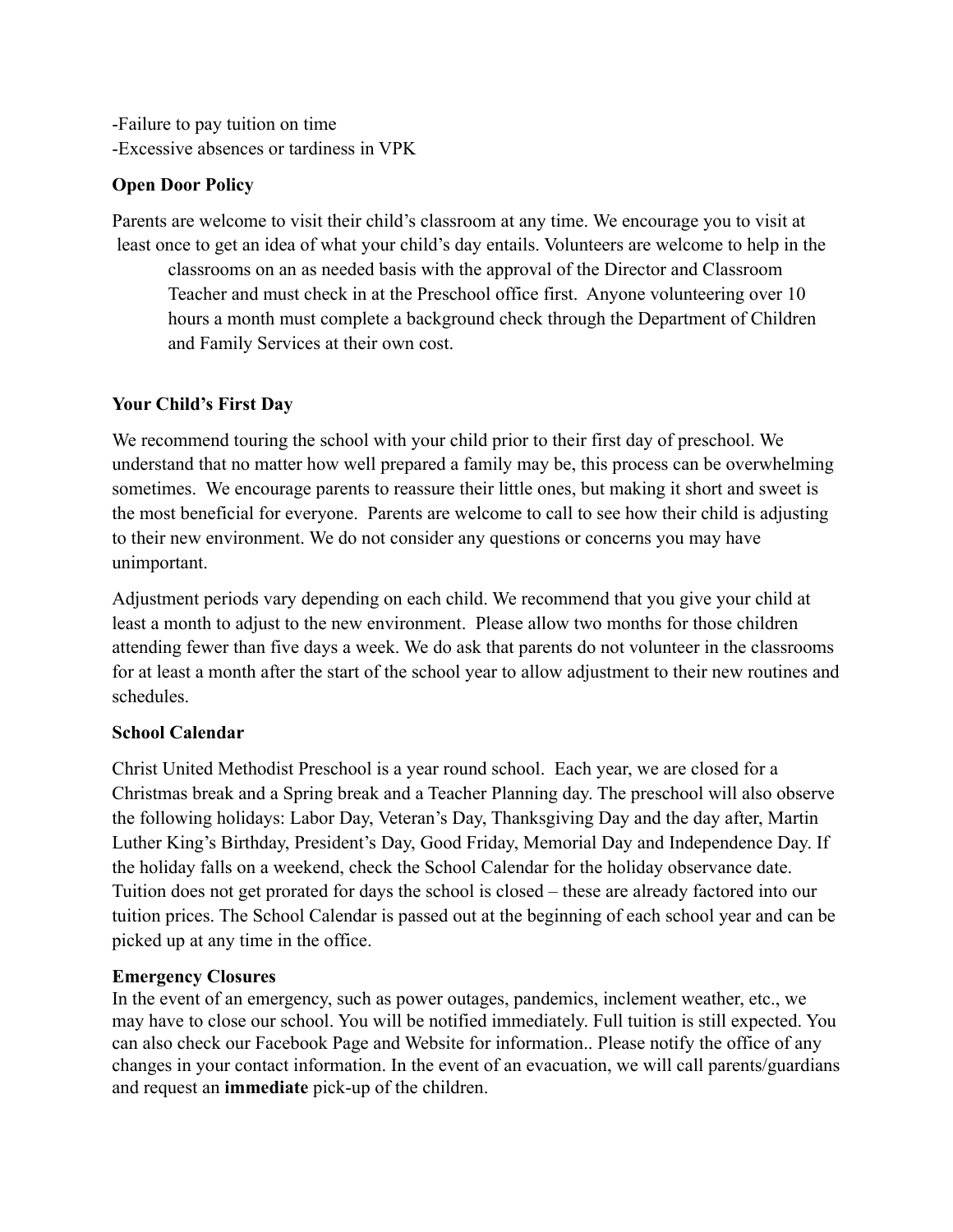-Failure to pay tuition on time
-Excessive absences or tardiness in VPK

**Open Door Policy**

Parents are welcome to visit their child's classroom at any time. We encourage you to visit at least once to get an idea of what your child's day entails. Volunteers are welcome to help in the classrooms on an as needed basis with the approval of the Director and Classroom Teacher and must check in at the Preschool office first. Anyone volunteering over 10 hours a month must complete a background check through the Department of Children and Family Services at their own cost.

**Your Child's First Day**

We recommend touring the school with your child prior to their first day of preschool. We understand that no matter how well prepared a family may be, this process can be overwhelming sometimes. We encourage parents to reassure their little ones, but making it short and sweet is the most beneficial for everyone. Parents are welcome to call to see how their child is adjusting to their new environment. We do not consider any questions or concerns you may have unimportant.

Adjustment periods vary depending on each child. We recommend that you give your child at least a month to adjust to the new environment. Please allow two months for those children attending fewer than five days a week. We do ask that parents do not volunteer in the classrooms for at least a month after the start of the school year to allow adjustment to their new routines and schedules.

**School Calendar**

Christ United Methodist Preschool is a year round school. Each year, we are closed for a Christmas break and a Spring break and a Teacher Planning day. The preschool will also observe the following holidays: Labor Day, Veteran's Day, Thanksgiving Day and the day after, Martin Luther King's Birthday, President's Day, Good Friday, Memorial Day and Independence Day. If the holiday falls on a weekend, check the School Calendar for the holiday observance date. Tuition does not get prorated for days the school is closed – these are already factored into our tuition prices. The School Calendar is passed out at the beginning of each school year and can be picked up at any time in the office.

**Emergency Closures**

In the event of an emergency, such as power outages, pandemics, inclement weather, etc., we may have to close our school. You will be notified immediately. Full tuition is still expected. You can also check our Facebook Page and Website for information.. Please notify the office of any changes in your contact information. In the event of an evacuation, we will call parents/guardians and request an **immediate** pick-up of the children.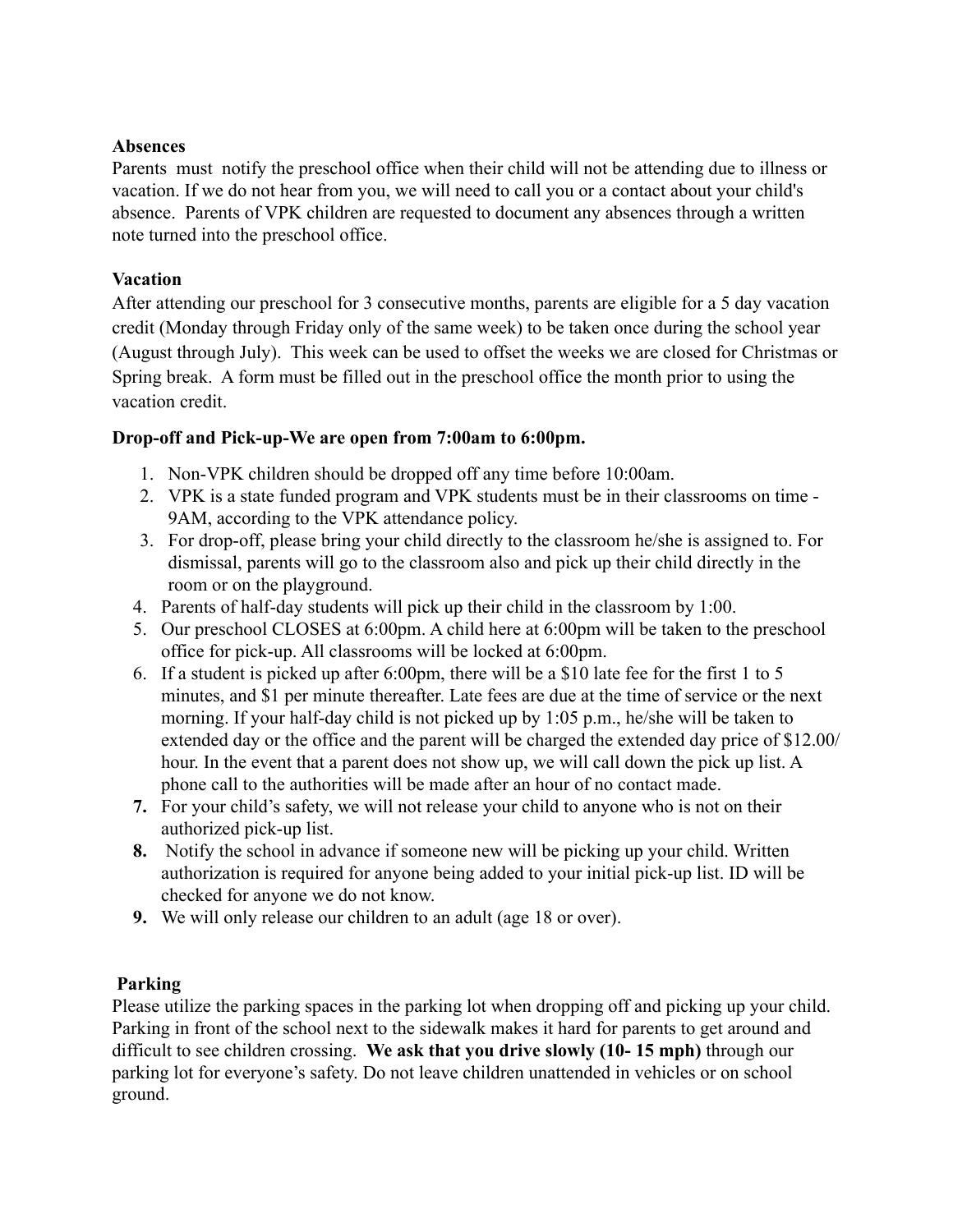**Absences**

Parents must notify the preschool office when their child will not be attending due to illness or vacation. If we do not hear from you, we will need to call you or a contact about your child's absence. Parents of VPK children are requested to document any absences through a written note turned into the preschool office.

**Vacation**

After attending our preschool for 3 consecutive months, parents are eligible for a 5 day vacation credit (Monday through Friday only of the same week) to be taken once during the school year (August through July). This week can be used to offset the weeks we are closed for Christmas or Spring break. A form must be filled out in the preschool office the month prior to using the vacation credit.

**Drop-off and Pick-up-We are open from 7:00am to 6:00pm.**

1. Non-VPK children should be dropped off any time before 10:00am.
2. VPK is a state funded program and VPK students must be in their classrooms on time - 9AM, according to the VPK attendance policy.
3. For drop-off, please bring your child directly to the classroom he/she is assigned to. For dismissal, parents will go to the classroom also and pick up their child directly in the room or on the playground.
4. Parents of half-day students will pick up their child in the classroom by 1:00.
5. Our preschool CLOSES at 6:00pm. A child here at 6:00pm will be taken to the preschool office for pick-up. All classrooms will be locked at 6:00pm.
6. If a student is picked up after 6:00pm, there will be a $10 late fee for the first 1 to 5 minutes, and $1 per minute thereafter. Late fees are due at the time of service or the next morning. If your half-day child is not picked up by 1:05 p.m., he/she will be taken to extended day or the office and the parent will be charged the extended day price of $12.00/ hour. In the event that a parent does not show up, we will call down the pick up list. A phone call to the authorities will be made after an hour of no contact made.
7. For your child's safety, we will not release your child to anyone who is not on their authorized pick-up list.
8. Notify the school in advance if someone new will be picking up your child. Written authorization is required for anyone being added to your initial pick-up list. ID will be checked for anyone we do not know.
9. We will only release our children to an adult (age 18 or over).

**Parking**

Please utilize the parking spaces in the parking lot when dropping off and picking up your child. Parking in front of the school next to the sidewalk makes it hard for parents to get around and difficult to see children crossing. **We ask that you drive slowly (10- 15 mph)** through our parking lot for everyone's safety. Do not leave children unattended in vehicles or on school ground.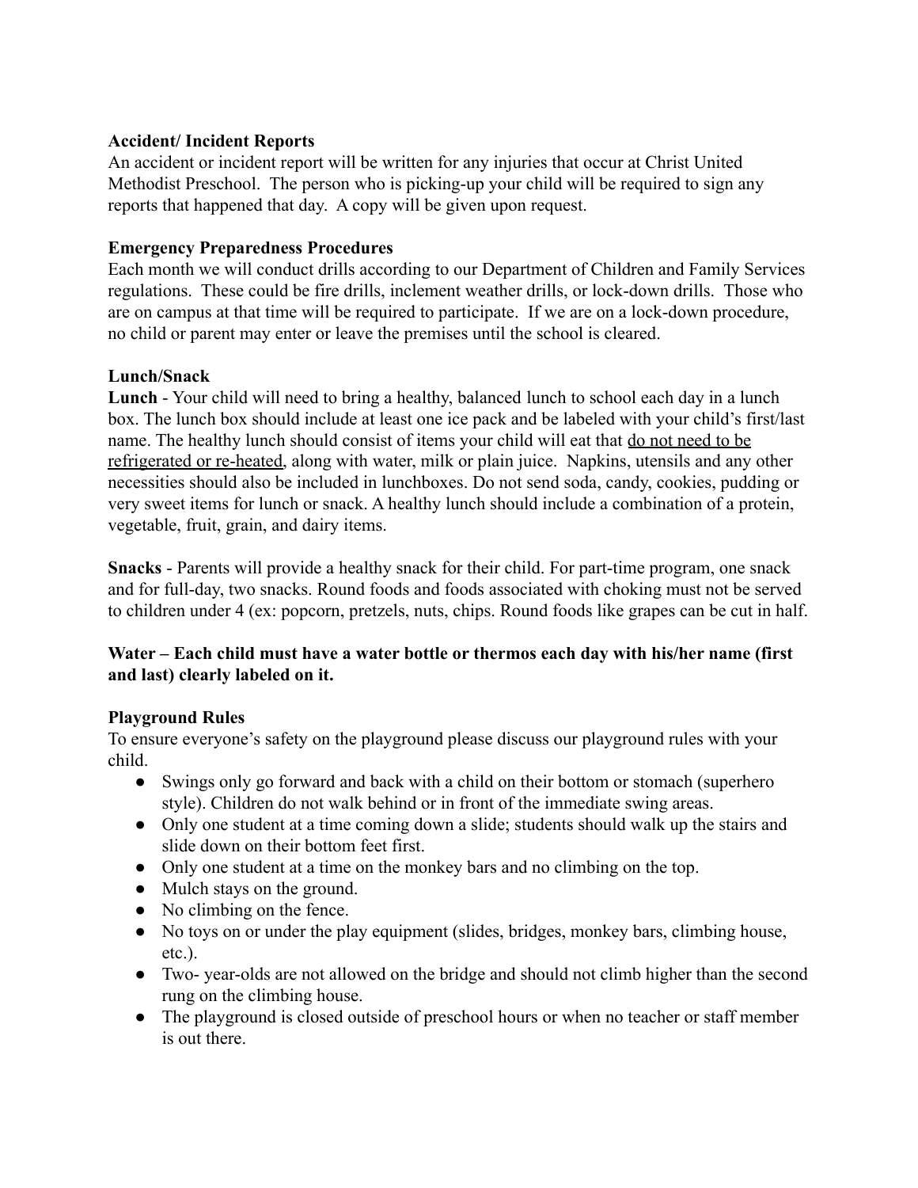**Accident/ Incident Reports**

An accident or incident report will be written for any injuries that occur at Christ United Methodist Preschool. The person who is picking-up your child will be required to sign any reports that happened that day. A copy will be given upon request.

**Emergency Preparedness Procedures**

Each month we will conduct drills according to our Department of Children and Family Services regulations. These could be fire drills, inclement weather drills, or lock-down drills. Those who are on campus at that time will be required to participate. If we are on a lock-down procedure, no child or parent may enter or leave the premises until the school is cleared.

**Lunch/Snack**

**Lunch** - Your child will need to bring a healthy, balanced lunch to school each day in a lunch box. The lunch box should include at least one ice pack and be labeled with your child's first/last name. The healthy lunch should consist of items your child will eat that <u>do not need to be refrigerated or re-heated</u>, along with water, milk or plain juice. Napkins, utensils and any other necessities should also be included in lunchboxes. Do not send soda, candy, cookies, pudding or very sweet items for lunch or snack. A healthy lunch should include a combination of a protein, vegetable, fruit, grain, and dairy items.

**Snacks** - Parents will provide a healthy snack for their child. For part-time program, one snack and for full-day, two snacks. Round foods and foods associated with choking must not be served to children under 4 (ex: popcorn, pretzels, nuts, chips. Round foods like grapes can be cut in half.

**Water – Each child must have a water bottle or thermos each day with his/her name (first and last) clearly labeled on it.**

**Playground Rules**

To ensure everyone's safety on the playground please discuss our playground rules with your child.

- Swings only go forward and back with a child on their bottom or stomach (superhero style). Children do not walk behind or in front of the immediate swing areas.
- Only one student at a time coming down a slide; students should walk up the stairs and slide down on their bottom feet first.
- Only one student at a time on the monkey bars and no climbing on the top.
- Mulch stays on the ground.
- No climbing on the fence.
- No toys on or under the play equipment (slides, bridges, monkey bars, climbing house, etc.).
- Two- year-olds are not allowed on the bridge and should not climb higher than the second rung on the climbing house.
- The playground is closed outside of preschool hours or when no teacher or staff member is out there.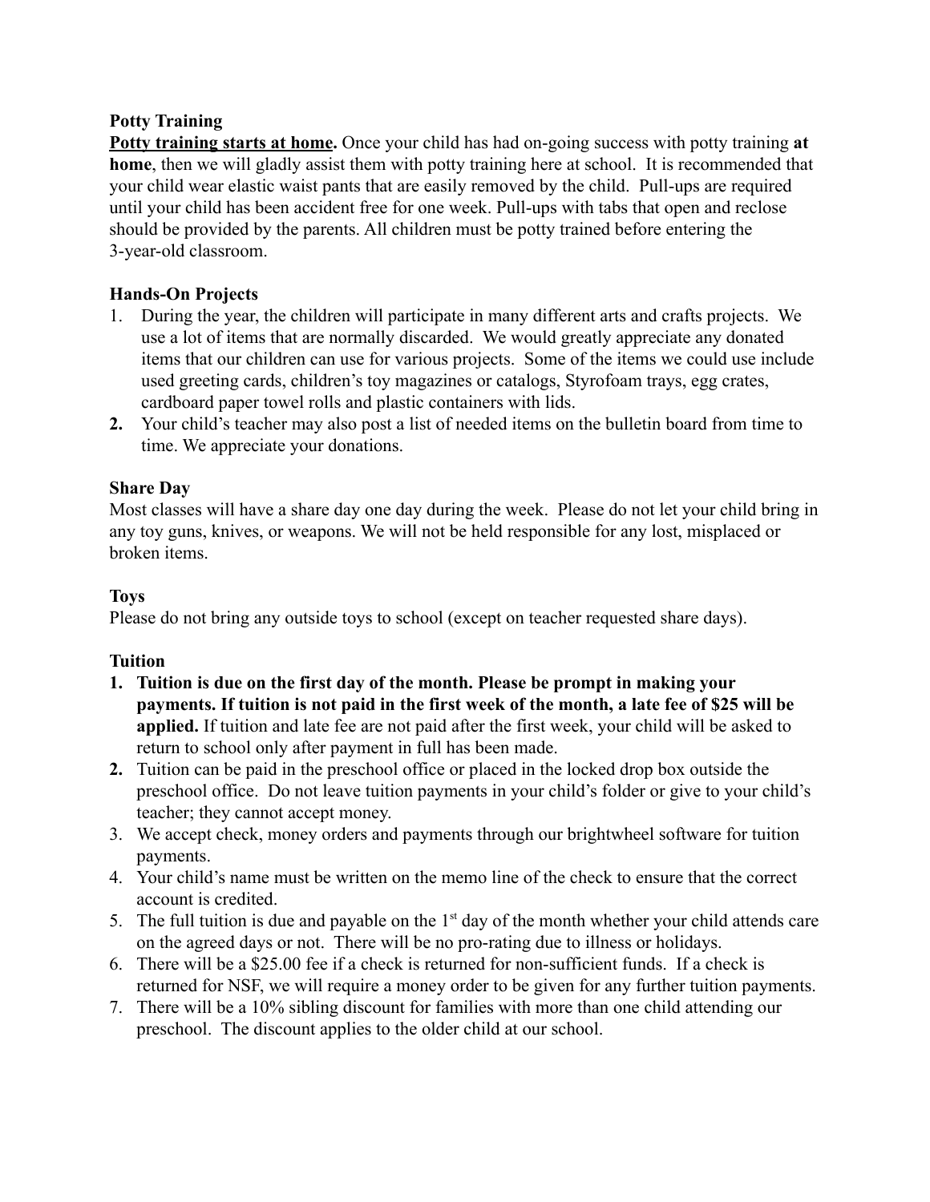**Potty Training**

**<u>Potty training starts at home</u>.** Once your child has had on-going success with potty training **at home**, then we will gladly assist them with potty training here at school. It is recommended that your child wear elastic waist pants that are easily removed by the child. Pull-ups are required until your child has been accident free for one week. Pull-ups with tabs that open and reclose should be provided by the parents. All children must be potty trained before entering the 3-year-old classroom.

**Hands-On Projects**

1. During the year, the children will participate in many different arts and crafts projects. We use a lot of items that are normally discarded. We would greatly appreciate any donated items that our children can use for various projects. Some of the items we could use include used greeting cards, children's toy magazines or catalogs, Styrofoam trays, egg crates, cardboard paper towel rolls and plastic containers with lids.
2. Your child's teacher may also post a list of needed items on the bulletin board from time to time. We appreciate your donations.

**Share Day**

Most classes will have a share day one day during the week. Please do not let your child bring in any toy guns, knives, or weapons. We will not be held responsible for any lost, misplaced or broken items.

**Toys**

Please do not bring any outside toys to school (except on teacher requested share days).

**Tuition**

1. **Tuition is due on the first day of the month. Please be prompt in making your payments. If tuition is not paid in the first week of the month, a late fee of $25 will be applied.** If tuition and late fee are not paid after the first week, your child will be asked to return to school only after payment in full has been made.
2. Tuition can be paid in the preschool office or placed in the locked drop box outside the preschool office. Do not leave tuition payments in your child's folder or give to your child's teacher; they cannot accept money.
3. We accept check, money orders and payments through our brightwheel software for tuition payments.
4. Your child's name must be written on the memo line of the check to ensure that the correct account is credited.
5. The full tuition is due and payable on the 1st day of the month whether your child attends care on the agreed days or not. There will be no pro-rating due to illness or holidays.
6. There will be a $25.00 fee if a check is returned for non-sufficient funds. If a check is returned for NSF, we will require a money order to be given for any further tuition payments.
7. There will be a 10% sibling discount for families with more than one child attending our preschool. The discount applies to the older child at our school.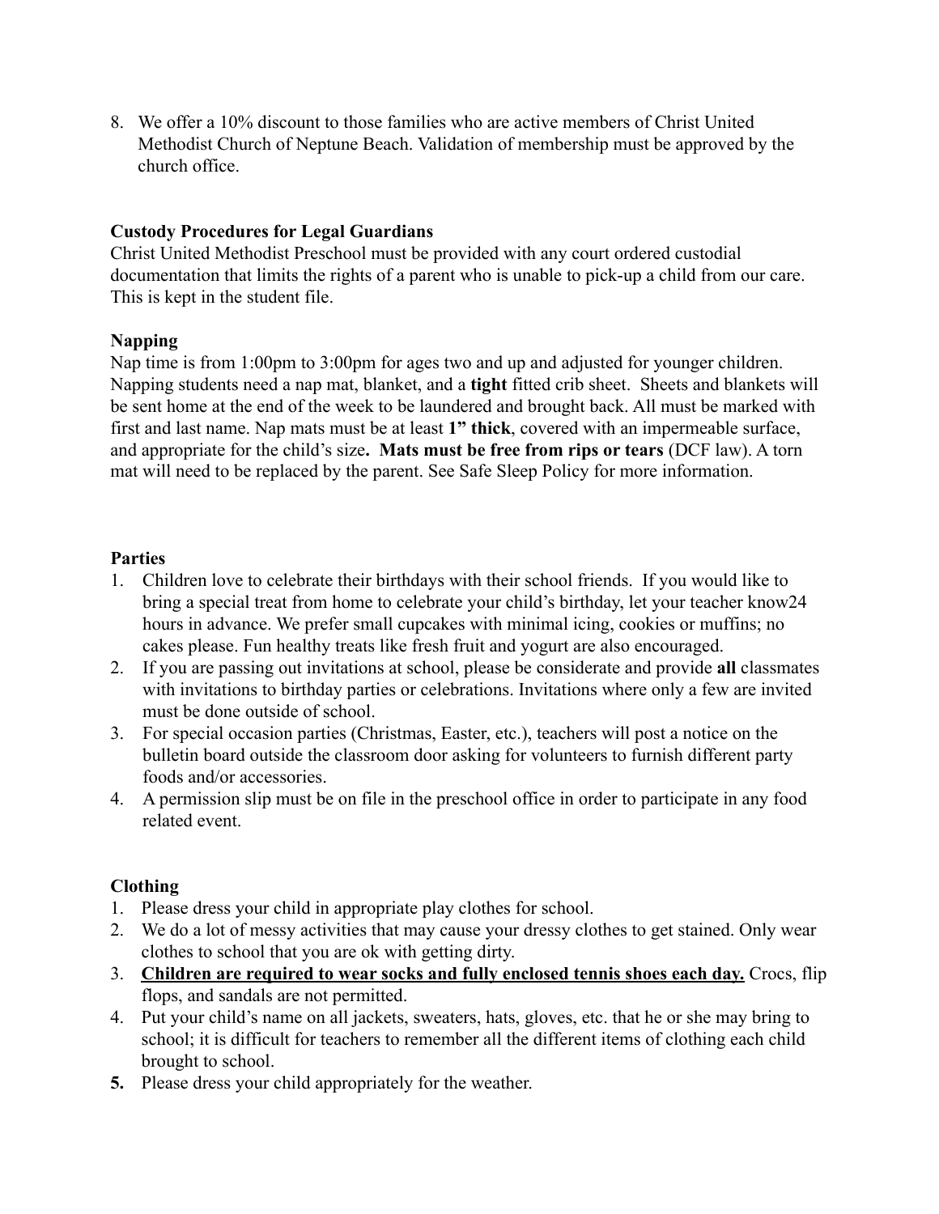8. We offer a 10% discount to those families who are active members of Christ United Methodist Church of Neptune Beach. Validation of membership must be approved by the church office.

**Custody Procedures for Legal Guardians**

Christ United Methodist Preschool must be provided with any court ordered custodial documentation that limits the rights of a parent who is unable to pick-up a child from our care. This is kept in the student file.

**Napping**

Nap time is from 1:00pm to 3:00pm for ages two and up and adjusted for younger children. Napping students need a nap mat, blanket, and a **tight** fitted crib sheet. Sheets and blankets will be sent home at the end of the week to be laundered and brought back. All must be marked with first and last name. Nap mats must be at least **1" thick**, covered with an impermeable surface, and appropriate for the child's size**. Mats must be free from rips or tears** (DCF law). A torn mat will need to be replaced by the parent. See Safe Sleep Policy for more information.

**Parties**

1. Children love to celebrate their birthdays with their school friends. If you would like to bring a special treat from home to celebrate your child's birthday, let your teacher know24 hours in advance. We prefer small cupcakes with minimal icing, cookies or muffins; no cakes please. Fun healthy treats like fresh fruit and yogurt are also encouraged.
2. If you are passing out invitations at school, please be considerate and provide **all** classmates with invitations to birthday parties or celebrations. Invitations where only a few are invited must be done outside of school.
3. For special occasion parties (Christmas, Easter, etc.), teachers will post a notice on the bulletin board outside the classroom door asking for volunteers to furnish different party foods and/or accessories.
4. A permission slip must be on file in the preschool office in order to participate in any food related event.

**Clothing**

1. Please dress your child in appropriate play clothes for school.
2. We do a lot of messy activities that may cause your dressy clothes to get stained. Only wear clothes to school that you are ok with getting dirty.
3. **<u>Children are required to wear socks and fully enclosed tennis shoes each day.</u>** Crocs, flip flops, and sandals are not permitted.
4. Put your child's name on all jackets, sweaters, hats, gloves, etc. that he or she may bring to school; it is difficult for teachers to remember all the different items of clothing each child brought to school.
5. Please dress your child appropriately for the weather.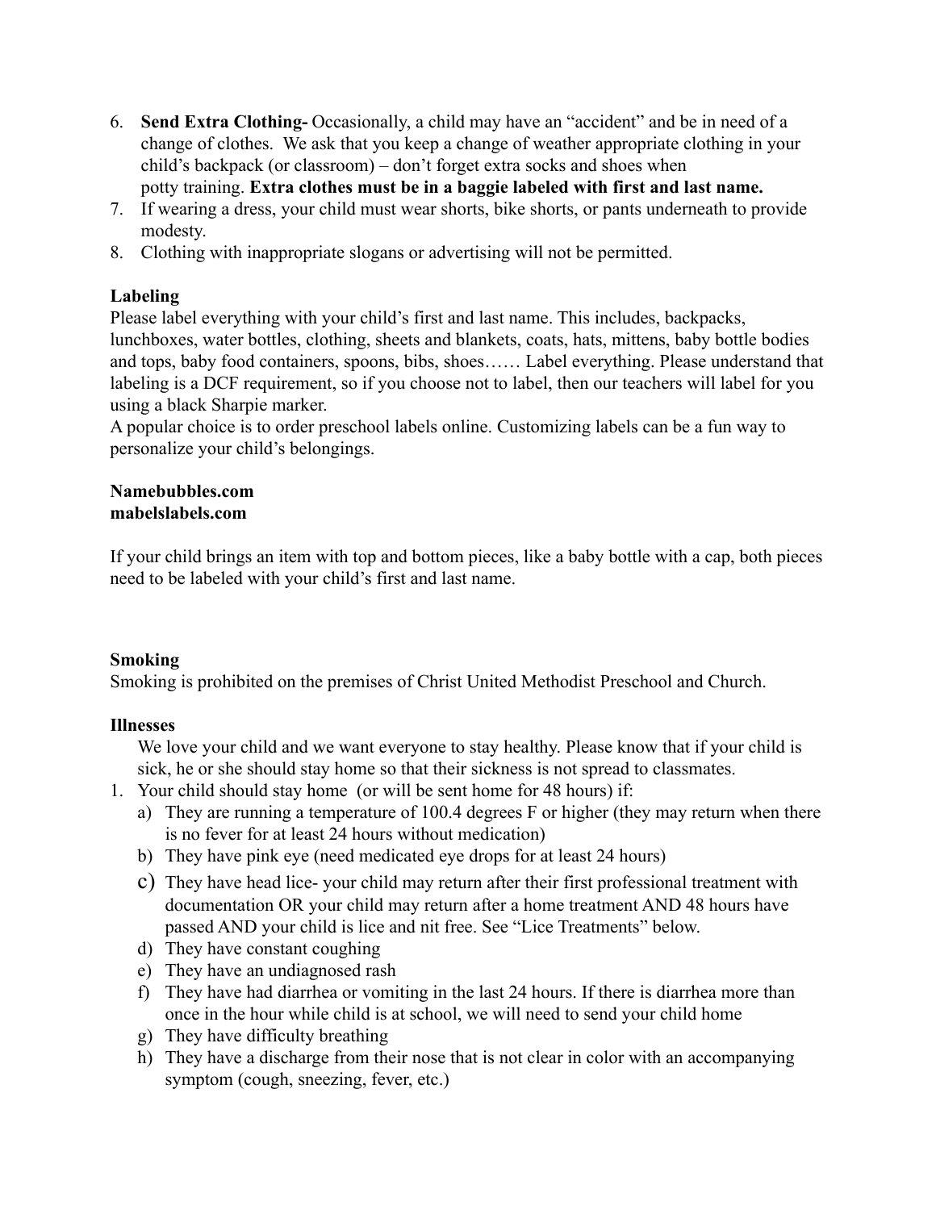6. **Send Extra Clothing-** Occasionally, a child may have an "accident" and be in need of a change of clothes. We ask that you keep a change of weather appropriate clothing in your child's backpack (or classroom) – don't forget extra socks and shoes when potty training. **Extra clothes must be in a baggie labeled with first and last name.**
7. If wearing a dress, your child must wear shorts, bike shorts, or pants underneath to provide modesty.
8. Clothing with inappropriate slogans or advertising will not be permitted.

**Labeling**

Please label everything with your child's first and last name. This includes, backpacks, lunchboxes, water bottles, clothing, sheets and blankets, coats, hats, mittens, baby bottle bodies and tops, baby food containers, spoons, bibs, shoes…… Label everything. Please understand that labeling is a DCF requirement, so if you choose not to label, then our teachers will label for you using a black Sharpie marker.

A popular choice is to order preschool labels online. Customizing labels can be a fun way to personalize your child's belongings.

**Namebubbles.com**
**mabelslabels.com**

If your child brings an item with top and bottom pieces, like a baby bottle with a cap, both pieces need to be labeled with your child's first and last name.

**Smoking**

Smoking is prohibited on the premises of Christ United Methodist Preschool and Church.

**Illnesses**

We love your child and we want everyone to stay healthy. Please know that if your child is sick, he or she should stay home so that their sickness is not spread to classmates.

1. Your child should stay home (or will be sent home for 48 hours) if:
   a) They are running a temperature of 100.4 degrees F or higher (they may return when there is no fever for at least 24 hours without medication)
   b) They have pink eye (need medicated eye drops for at least 24 hours)
   c) They have head lice- your child may return after their first professional treatment with documentation OR your child may return after a home treatment AND 48 hours have passed AND your child is lice and nit free. See "Lice Treatments" below.
   d) They have constant coughing
   e) They have an undiagnosed rash
   f) They have had diarrhea or vomiting in the last 24 hours. If there is diarrhea more than once in the hour while child is at school, we will need to send your child home
   g) They have difficulty breathing
   h) They have a discharge from their nose that is not clear in color with an accompanying symptom (cough, sneezing, fever, etc.)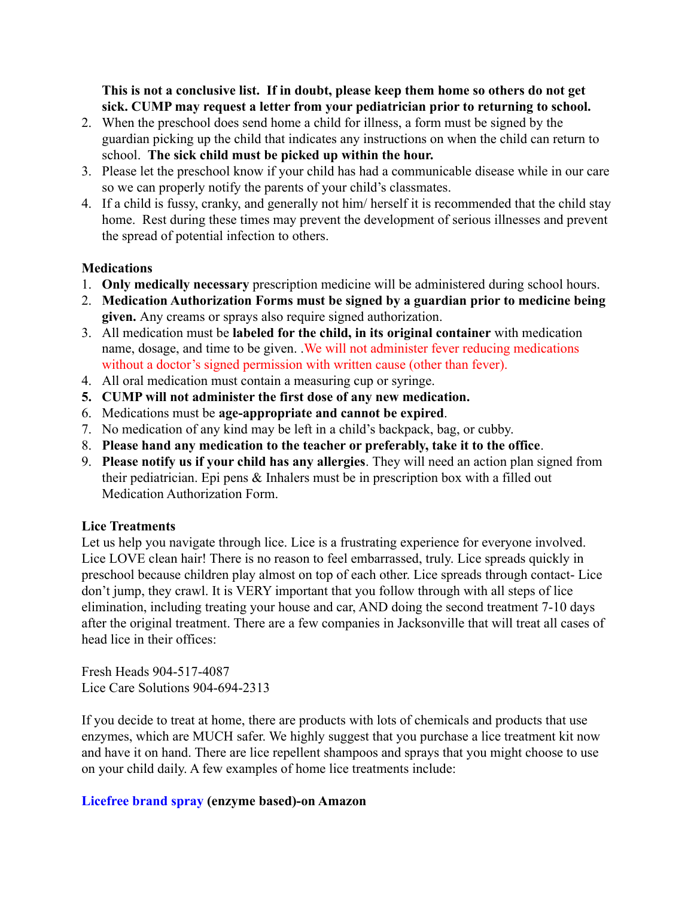**This is not a conclusive list. If in doubt, please keep them home so others do not get sick. CUMP may request a letter from your pediatrician prior to returning to school.**

2. When the preschool does send home a child for illness, a form must be signed by the guardian picking up the child that indicates any instructions on when the child can return to school. **The sick child must be picked up within the hour.**
3. Please let the preschool know if your child has had a communicable disease while in our care so we can properly notify the parents of your child's classmates.
4. If a child is fussy, cranky, and generally not him/ herself it is recommended that the child stay home. Rest during these times may prevent the development of serious illnesses and prevent the spread of potential infection to others.

**Medications**

1. **Only medically necessary** prescription medicine will be administered during school hours.
2. **Medication Authorization Forms must be signed by a guardian prior to medicine being given.** Any creams or sprays also require signed authorization.
3. All medication must be **labeled for the child, in its original container** with medication name, dosage, and time to be given. .We will not administer fever reducing medications without a doctor's signed permission with written cause (other than fever).
4. All oral medication must contain a measuring cup or syringe.
5. **CUMP will not administer the first dose of any new medication.**
6. Medications must be **age-appropriate and cannot be expired**.
7. No medication of any kind may be left in a child's backpack, bag, or cubby.
8. **Please hand any medication to the teacher or preferably, take it to the office**.
9. **Please notify us if your child has any allergies**. They will need an action plan signed from their pediatrician. Epi pens & Inhalers must be in prescription box with a filled out Medication Authorization Form.

**Lice Treatments**

Let us help you navigate through lice. Lice is a frustrating experience for everyone involved. Lice LOVE clean hair! There is no reason to feel embarrassed, truly. Lice spreads quickly in preschool because children play almost on top of each other. Lice spreads through contact- Lice don't jump, they crawl. It is VERY important that you follow through with all steps of lice elimination, including treating your house and car, AND doing the second treatment 7-10 days after the original treatment. There are a few companies in Jacksonville that will treat all cases of head lice in their offices:

Fresh Heads 904-517-4087
Lice Care Solutions 904-694-2313

If you decide to treat at home, there are products with lots of chemicals and products that use enzymes, which are MUCH safer. We highly suggest that you purchase a lice treatment kit now and have it on hand. There are lice repellent shampoos and sprays that you might choose to use on your child daily. A few examples of home lice treatments include:

**Licefree brand spray (enzyme based)-on Amazon**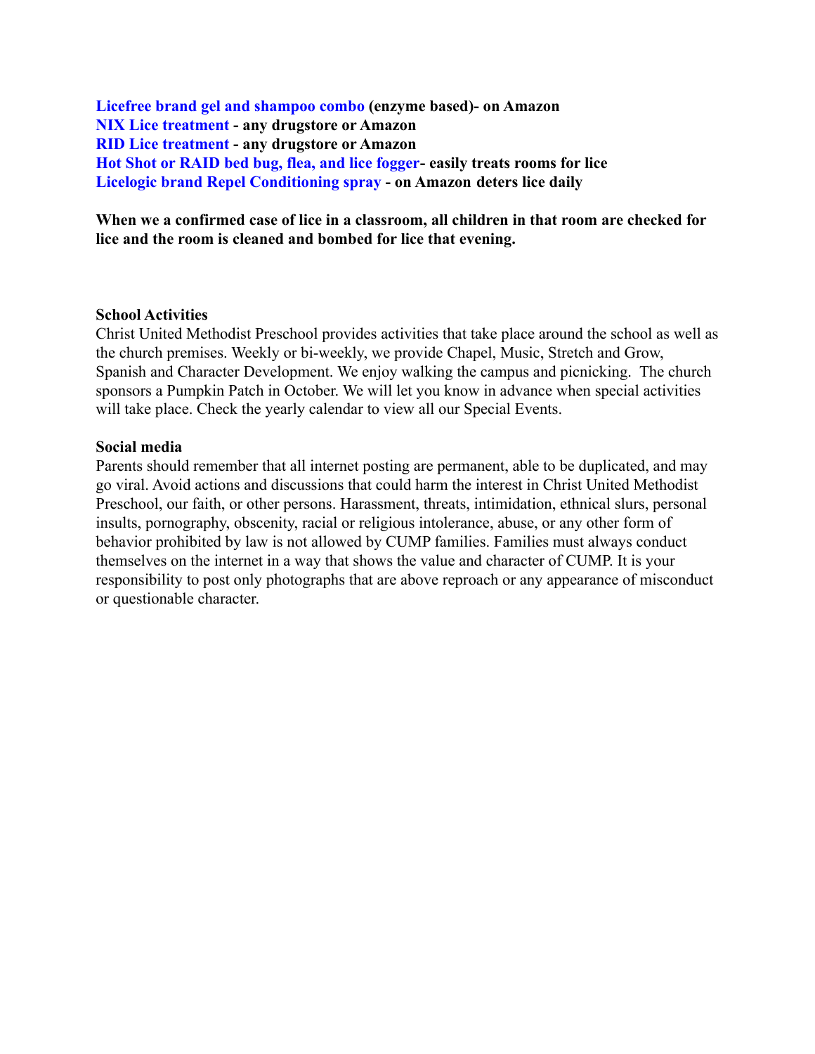**Licefree brand gel and shampoo combo (enzyme based)- on Amazon**
**NIX Lice treatment - any drugstore or Amazon**
**RID Lice treatment - any drugstore or Amazon**
**Hot Shot or RAID bed bug, flea, and lice fogger- easily treats rooms for lice**
**Licelogic brand Repel Conditioning spray - on Amazon deters lice daily**

**When we a confirmed case of lice in a classroom, all children in that room are checked for lice and the room is cleaned and bombed for lice that evening.**

**School Activities**

Christ United Methodist Preschool provides activities that take place around the school as well as the church premises. Weekly or bi-weekly, we provide Chapel, Music, Stretch and Grow, Spanish and Character Development. We enjoy walking the campus and picnicking. The church sponsors a Pumpkin Patch in October. We will let you know in advance when special activities will take place. Check the yearly calendar to view all our Special Events.

**Social media**

Parents should remember that all internet posting are permanent, able to be duplicated, and may go viral. Avoid actions and discussions that could harm the interest in Christ United Methodist Preschool, our faith, or other persons. Harassment, threats, intimidation, ethnical slurs, personal insults, pornography, obscenity, racial or religious intolerance, abuse, or any other form of behavior prohibited by law is not allowed by CUMP families. Families must always conduct themselves on the internet in a way that shows the value and character of CUMP. It is your responsibility to post only photographs that are above reproach or any appearance of misconduct or questionable character.